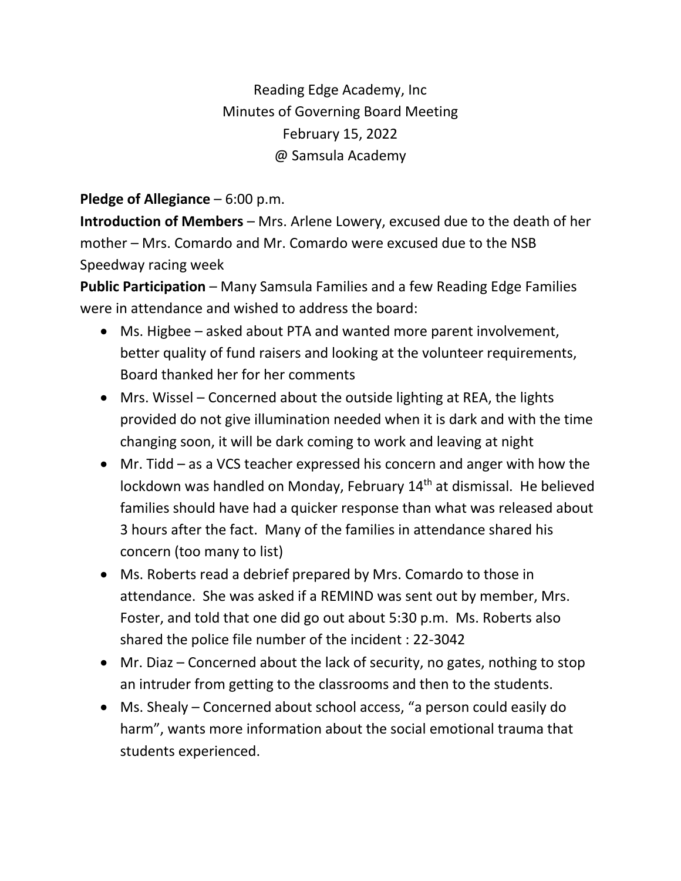# Reading Edge Academy, Inc
## Minutes of Governing Board Meeting
## February 15, 2022
## @ Samsula Academy

**Pledge of Allegiance** – 6:00 p.m.

**Introduction of Members** – Mrs. Arlene Lowery, excused due to the death of her mother – Mrs. Comardo and Mr. Comardo were excused due to the NSB Speedway racing week

**Public Participation** – Many Samsula Families and a few Reading Edge Families were in attendance and wished to address the board:

- Ms. Higbee – asked about PTA and wanted more parent involvement, better quality of fund raisers and looking at the volunteer requirements, Board thanked her for her comments
- Mrs. Wissel – Concerned about the outside lighting at REA, the lights provided do not give illumination needed when it is dark and with the time changing soon, it will be dark coming to work and leaving at night
- Mr. Tidd – as a VCS teacher expressed his concern and anger with how the lockdown was handled on Monday, February 14th at dismissal. He believed families should have had a quicker response than what was released about 3 hours after the fact. Many of the families in attendance shared his concern (too many to list)
- Ms. Roberts read a debrief prepared by Mrs. Comardo to those in attendance. She was asked if a REMIND was sent out by member, Mrs. Foster, and told that one did go out about 5:30 p.m. Ms. Roberts also shared the police file number of the incident : 22-3042
- Mr. Diaz – Concerned about the lack of security, no gates, nothing to stop an intruder from getting to the classrooms and then to the students.
- Ms. Shealy – Concerned about school access, "a person could easily do harm", wants more information about the social emotional trauma that students experienced.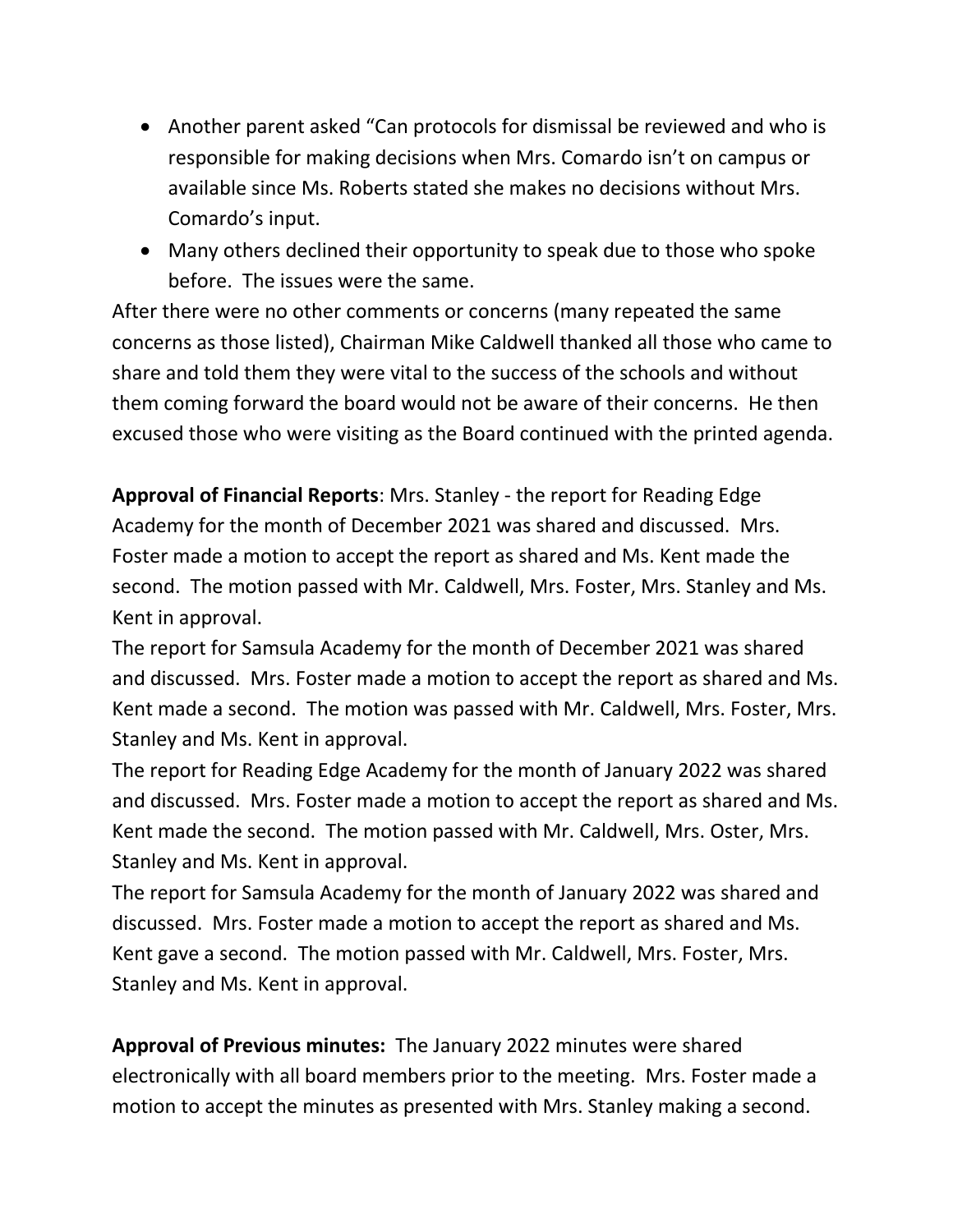- Another parent asked "Can protocols for dismissal be reviewed and who is responsible for making decisions when Mrs. Comardo isn't on campus or available since Ms. Roberts stated she makes no decisions without Mrs. Comardo's input.
- Many others declined their opportunity to speak due to those who spoke before. The issues were the same.

After there were no other comments or concerns (many repeated the same concerns as those listed), Chairman Mike Caldwell thanked all those who came to share and told them they were vital to the success of the schools and without them coming forward the board would not be aware of their concerns. He then excused those who were visiting as the Board continued with the printed agenda.

**Approval of Financial Reports**: Mrs. Stanley - the report for Reading Edge Academy for the month of December 2021 was shared and discussed. Mrs. Foster made a motion to accept the report as shared and Ms. Kent made the second. The motion passed with Mr. Caldwell, Mrs. Foster, Mrs. Stanley and Ms. Kent in approval.

The report for Samsula Academy for the month of December 2021 was shared and discussed. Mrs. Foster made a motion to accept the report as shared and Ms. Kent made a second. The motion was passed with Mr. Caldwell, Mrs. Foster, Mrs. Stanley and Ms. Kent in approval.

The report for Reading Edge Academy for the month of January 2022 was shared and discussed. Mrs. Foster made a motion to accept the report as shared and Ms. Kent made the second. The motion passed with Mr. Caldwell, Mrs. Oster, Mrs. Stanley and Ms. Kent in approval.

The report for Samsula Academy for the month of January 2022 was shared and discussed. Mrs. Foster made a motion to accept the report as shared and Ms. Kent gave a second. The motion passed with Mr. Caldwell, Mrs. Foster, Mrs. Stanley and Ms. Kent in approval.

**Approval of Previous minutes:** The January 2022 minutes were shared electronically with all board members prior to the meeting. Mrs. Foster made a motion to accept the minutes as presented with Mrs. Stanley making a second.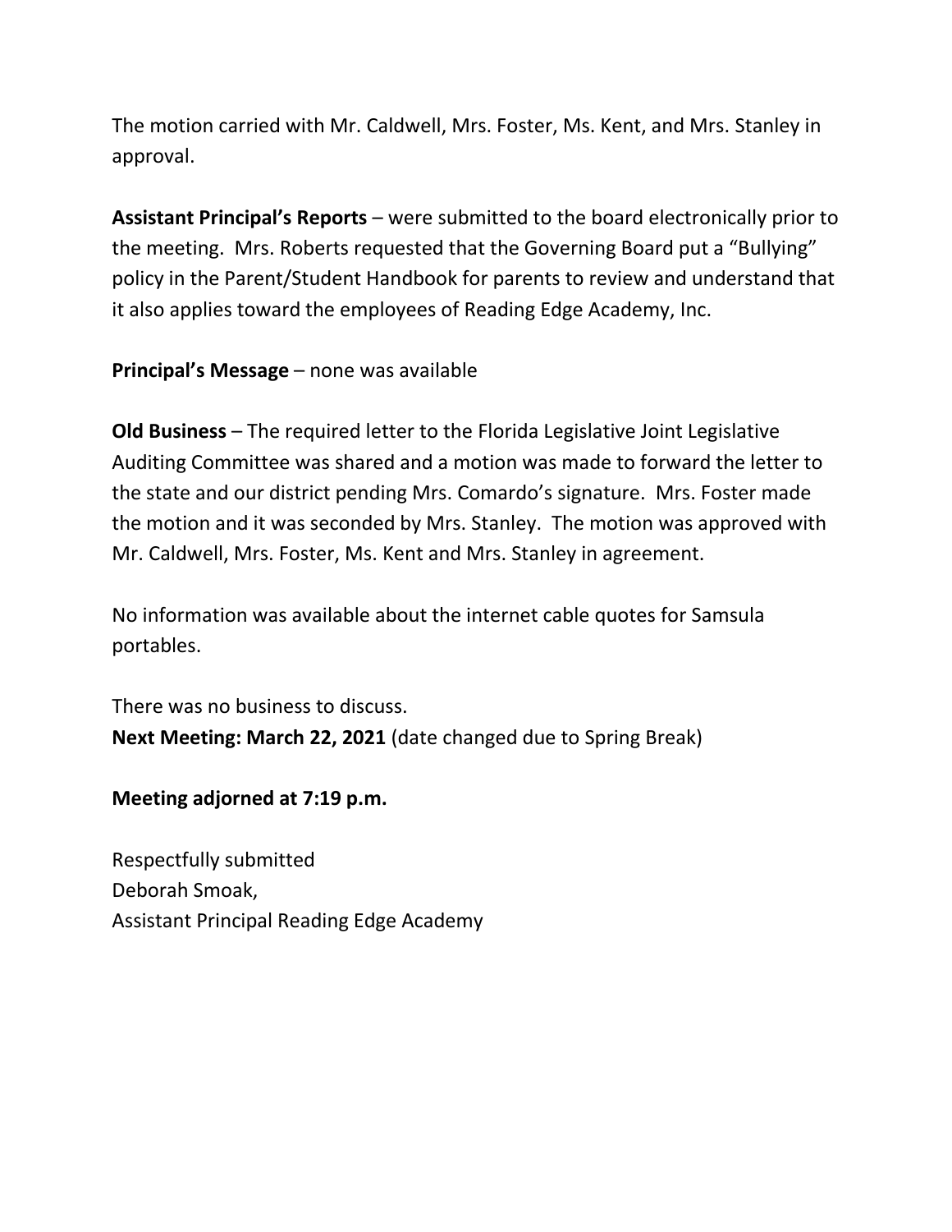The motion carried with Mr. Caldwell, Mrs. Foster, Ms. Kent, and Mrs. Stanley in approval.

**Assistant Principal's Reports** – were submitted to the board electronically prior to the meeting. Mrs. Roberts requested that the Governing Board put a "Bullying" policy in the Parent/Student Handbook for parents to review and understand that it also applies toward the employees of Reading Edge Academy, Inc.

**Principal's Message** – none was available

**Old Business** – The required letter to the Florida Legislative Joint Legislative Auditing Committee was shared and a motion was made to forward the letter to the state and our district pending Mrs. Comardo's signature. Mrs. Foster made the motion and it was seconded by Mrs. Stanley. The motion was approved with Mr. Caldwell, Mrs. Foster, Ms. Kent and Mrs. Stanley in agreement.

No information was available about the internet cable quotes for Samsula portables.

There was no business to discuss.
**Next Meeting: March 22, 2021** (date changed due to Spring Break)

**Meeting adjorned at 7:19 p.m.**

Respectfully submitted
Deborah Smoak,
Assistant Principal Reading Edge Academy